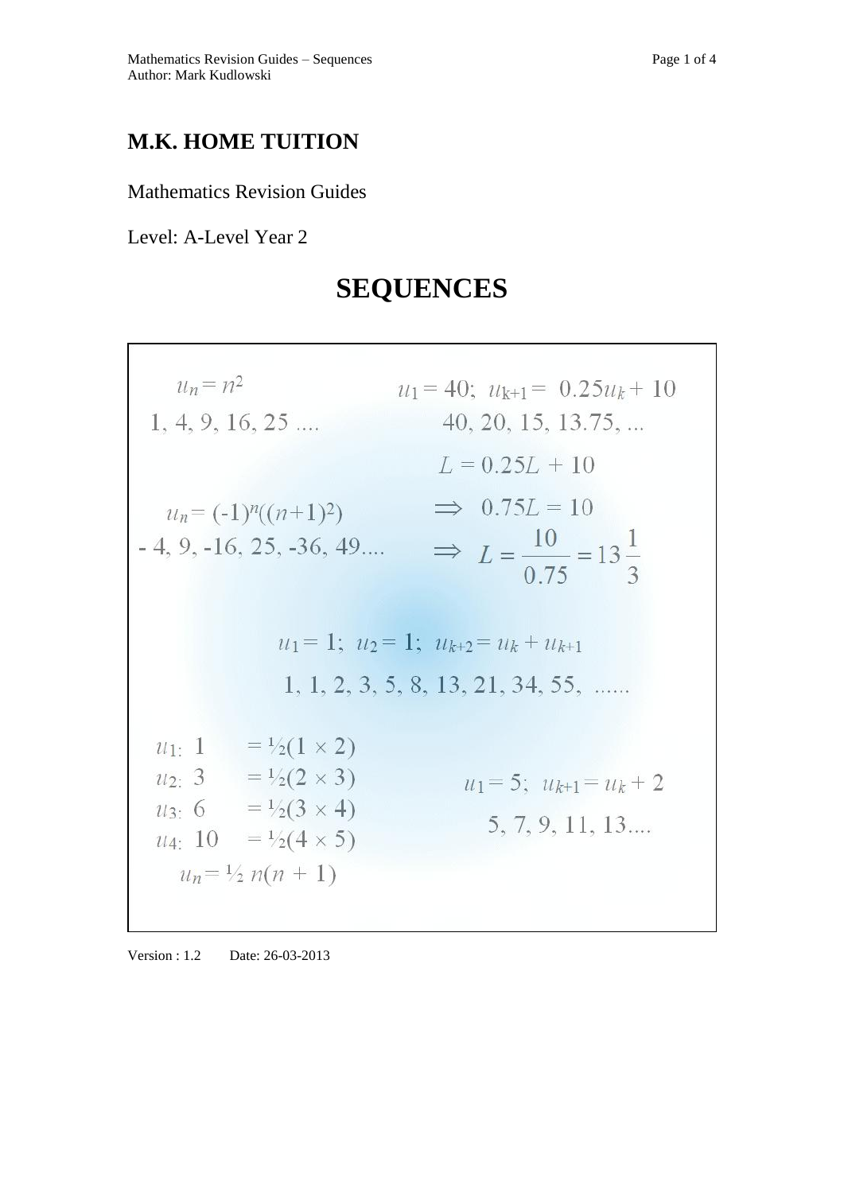# M.K. HOME TUITION

Mathematics Revision Guides

Level: A-Level Year 2

# SEQUENCES

$u_n = n^2$

1, 4, 9, 16, 25 ....

$u_1 = 40;\ u_{k+1} = 0.25u_k + 10$

40, 20, 15, 13.75, ...

$L = 0.25L + 10$

$\Rightarrow\ 0.75L = 10$

$\Rightarrow\ L = \dfrac{10}{0.75} = 13\dfrac{1}{3}$

$u_n = (-1)^n((n+1)^2)$

- 4, 9, -16, 25, -36, 49....

$u_1 = 1;\ u_2 = 1;\ u_{k+2} = u_k + u_{k+1}$

1, 1, 2, 3, 5, 8, 13, 21, 34, 55, ......

$u_1$: 1 $= \frac{1}{2}(1 \times 2)$

$u_2$: 3 $= \frac{1}{2}(2 \times 3)$

$u_3$: 6 $= \frac{1}{2}(3 \times 4)$

$u_4$: 10 $= \frac{1}{2}(4 \times 5)$

$u_n = \frac{1}{2}n(n+1)$

$u_1 = 5;\ u_{k+1} = u_k + 2$

5, 7, 9, 11, 13....

Version : 1.2 Date: 26-03-2013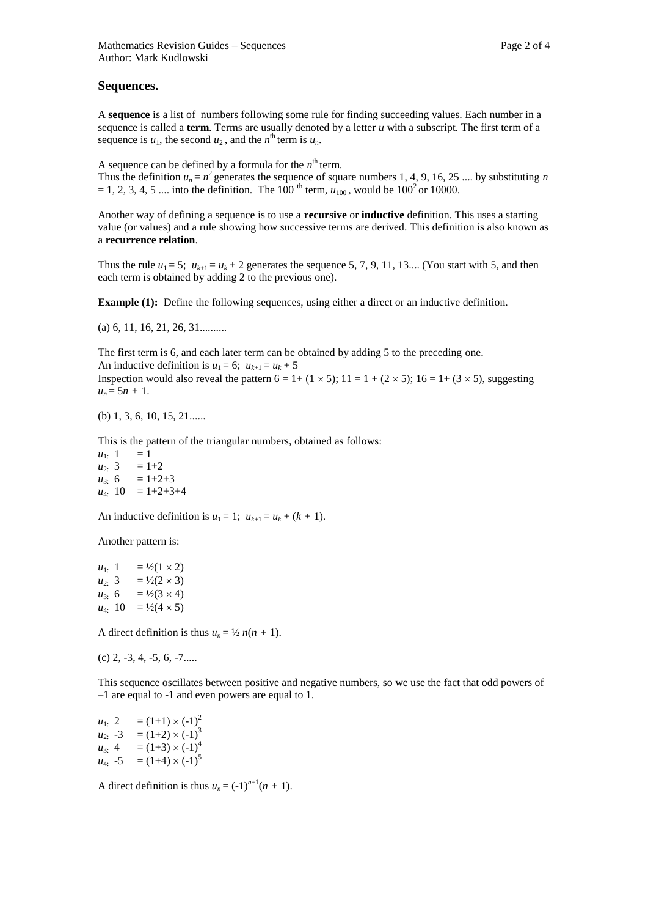## Sequences.

A **sequence** is a list of numbers following some rule for finding succeeding values. Each number in a sequence is called a **term**. Terms are usually denoted by a letter $u$ with a subscript. The first term of a sequence is $u_1$, the second $u_2$, and the $n^{th}$ term is $u_n$.

A sequence can be defined by a formula for the $n^{th}$ term.
Thus the definition $u_n = n^2$ generates the sequence of square numbers 1, 4, 9, 16, 25 .... by substituting $n = 1, 2, 3, 4, 5$ .... into the definition. The 100 $^{th}$ term, $u_{100}$, would be $100^2$ or 10000.

Another way of defining a sequence is to use a **recursive** or **inductive** definition. This uses a starting value (or values) and a rule showing how successive terms are derived. This definition is also known as a **recurrence relation**.

Thus the rule $u_1 = 5$; $u_{k+1} = u_k + 2$ generates the sequence 5, 7, 9, 11, 13.... (You start with 5, and then each term is obtained by adding 2 to the previous one).

**Example (1):** Define the following sequences, using either a direct or an inductive definition.

(a) 6, 11, 16, 21, 26, 31..........

The first term is 6, and each later term can be obtained by adding 5 to the preceding one.
An inductive definition is $u_1 = 6$; $u_{k+1} = u_k + 5$
Inspection would also reveal the pattern $6 = 1+ (1 \times 5)$; $11 = 1 + (2 \times 5)$; $16 = 1+ (3 \times 5)$, suggesting $u_n = 5n + 1$.

(b) 1, 3, 6, 10, 15, 21......

This is the pattern of the triangular numbers, obtained as follows:

$u_1$: 1 $= 1$
$u_2$: 3 $= 1+2$
$u_3$: 6 $= 1+2+3$
$u_4$: 10 $= 1+2+3+4$

An inductive definition is $u_1 = 1$; $u_{k+1} = u_k + (k + 1)$.

Another pattern is:

$u_1$: 1 $= ½(1 \times 2)$
$u_2$: 3 $= ½(2 \times 3)$
$u_3$: 6 $= ½(3 \times 4)$
$u_4$: 10 $= ½(4 \times 5)$

A direct definition is thus $u_n = ½\, n(n + 1)$.

(c) 2, -3, 4, -5, 6, -7.....

This sequence oscillates between positive and negative numbers, so we use the fact that odd powers of –1 are equal to -1 and even powers are equal to 1.

$u_1$: 2 $= (1+1) \times (-1)^2$
$u_2$: -3 $= (1+2) \times (-1)^3$
$u_3$: 4 $= (1+3) \times (-1)^4$
$u_4$: -5 $= (1+4) \times (-1)^5$

A direct definition is thus $u_n = (-1)^{n+1}(n + 1)$.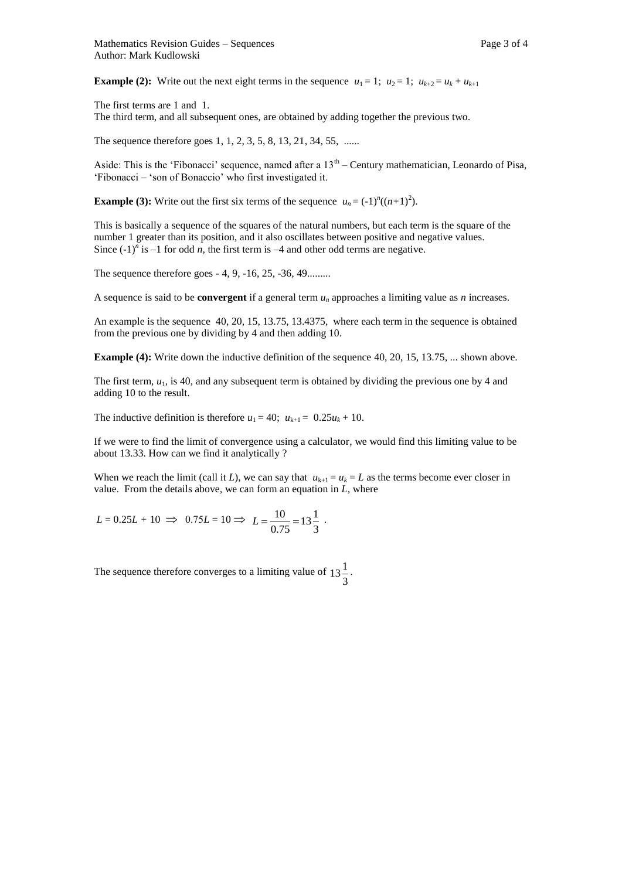**Example (2):** Write out the next eight terms in the sequence $u_1 = 1$; $u_2 = 1$; $u_{k+2} = u_k + u_{k+1}$

The first terms are 1 and 1.
The third term, and all subsequent ones, are obtained by adding together the previous two.

The sequence therefore goes 1, 1, 2, 3, 5, 8, 13, 21, 34, 55, ......

Aside: This is the 'Fibonacci' sequence, named after a $13^{th}$ – Century mathematician, Leonardo of Pisa, 'Fibonacci – 'son of Bonaccio' who first investigated it.

**Example (3):** Write out the first six terms of the sequence $u_n = (-1)^n((n+1)^2)$.

This is basically a sequence of the squares of the natural numbers, but each term is the square of the number 1 greater than its position, and it also oscillates between positive and negative values. Since $(-1)^n$ is $-1$ for odd $n$, the first term is $-4$ and other odd terms are negative.

The sequence therefore goes - 4, 9, -16, 25, -36, 49.........

A sequence is said to be **convergent** if a general term $u_n$ approaches a limiting value as $n$ increases.

An example is the sequence 40, 20, 15, 13.75, 13.4375, where each term in the sequence is obtained from the previous one by dividing by 4 and then adding 10.

**Example (4):** Write down the inductive definition of the sequence 40, 20, 15, 13.75, ... shown above.

The first term, $u_1$, is 40, and any subsequent term is obtained by dividing the previous one by 4 and adding 10 to the result.

The inductive definition is therefore $u_1 = 40$; $u_{k+1} = 0.25u_k + 10$.

If we were to find the limit of convergence using a calculator, we would find this limiting value to be about 13.33. How can we find it analytically ?

When we reach the limit (call it $L$), we can say that $u_{k+1} = u_k = L$ as the terms become ever closer in value. From the details above, we can form an equation in $L$, where

$$L = 0.25L + 10 \Rightarrow 0.75L = 10 \Rightarrow L = \frac{10}{0.75} = 13\frac{1}{3}.$$

The sequence therefore converges to a limiting value of $13\frac{1}{3}$.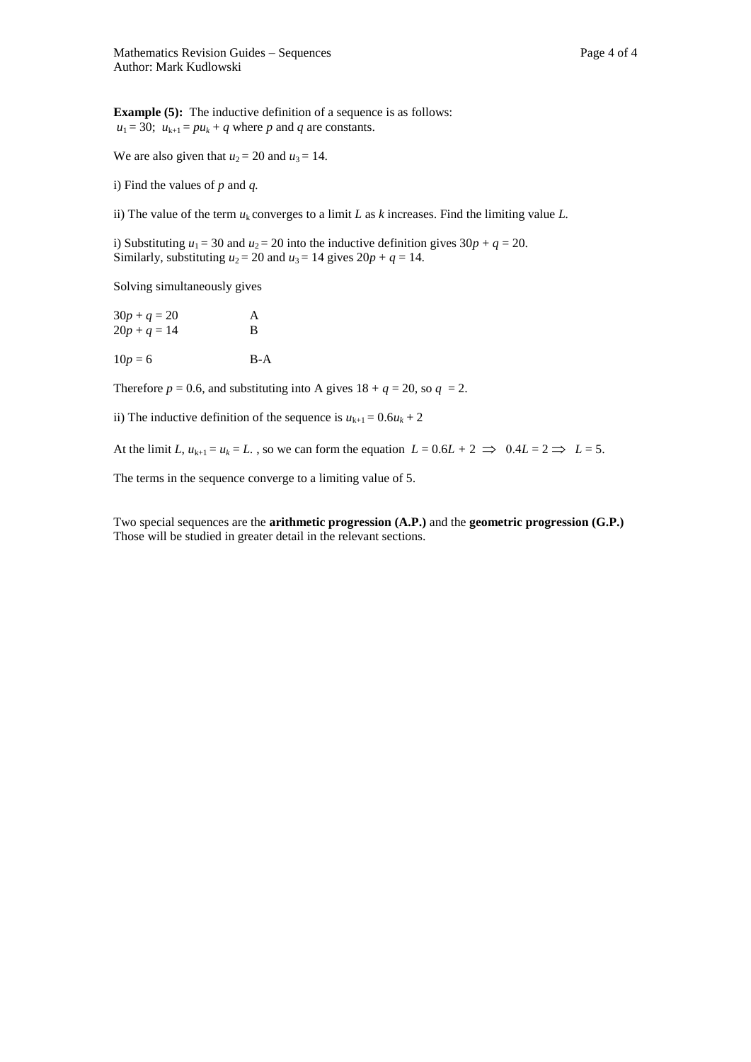**Example (5):** The inductive definition of a sequence is as follows:
$u_1 = 30$; $u_{k+1} = pu_k + q$ where $p$ and $q$ are constants.

We are also given that $u_2 = 20$ and $u_3 = 14$.

i) Find the values of $p$ and $q$.

ii) The value of the term $u_k$ converges to a limit $L$ as $k$ increases. Find the limiting value $L$.

i) Substituting $u_1 = 30$ and $u_2 = 20$ into the inductive definition gives $30p + q = 20$.
Similarly, substituting $u_2 = 20$ and $u_3 = 14$ gives $20p + q = 14$.

Solving simultaneously gives

| | |
|---|---|
| $30p + q = 20$ | A |
| $20p + q = 14$ | B |
| $10p = 6$ | B-A |

Therefore $p = 0.6$, and substituting into A gives $18 + q = 20$, so $q = 2$.

ii) The inductive definition of the sequence is $u_{k+1} = 0.6u_k + 2$

At the limit $L$, $u_{k+1} = u_k = L$. , so we can form the equation $L = 0.6L + 2 \Rightarrow 0.4L = 2 \Rightarrow L = 5$.

The terms in the sequence converge to a limiting value of 5.

Two special sequences are the **arithmetic progression (A.P.)** and the **geometric progression (G.P.)** Those will be studied in greater detail in the relevant sections.